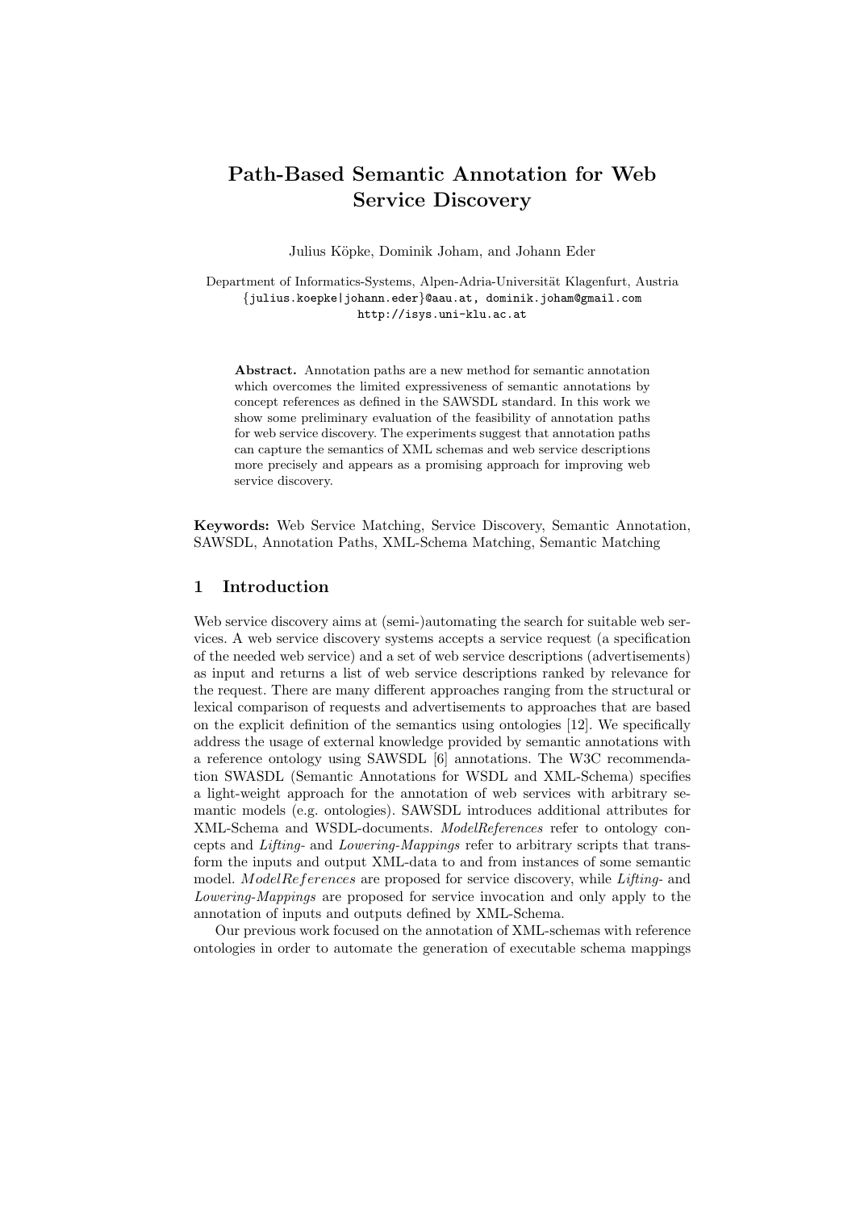# Path-Based Semantic Annotation for Web Service Discovery

Julius Köpke, Dominik Joham, and Johann Eder

Department of Informatics-Systems, Alpen-Adria-Universität Klagenfurt, Austria
{julius.koepke|johann.eder}@aau.at, dominik.joham@gmail.com
http://isys.uni-klu.ac.at

**Abstract.** Annotation paths are a new method for semantic annotation which overcomes the limited expressiveness of semantic annotations by concept references as defined in the SAWSDL standard. In this work we show some preliminary evaluation of the feasibility of annotation paths for web service discovery. The experiments suggest that annotation paths can capture the semantics of XML schemas and web service descriptions more precisely and appears as a promising approach for improving web service discovery.

**Keywords:** Web Service Matching, Service Discovery, Semantic Annotation, SAWSDL, Annotation Paths, XML-Schema Matching, Semantic Matching

## 1 Introduction

Web service discovery aims at (semi-)automating the search for suitable web services. A web service discovery systems accepts a service request (a specification of the needed web service) and a set of web service descriptions (advertisements) as input and returns a list of web service descriptions ranked by relevance for the request. There are many different approaches ranging from the structural or lexical comparison of requests and advertisements to approaches that are based on the explicit definition of the semantics using ontologies [12]. We specifically address the usage of external knowledge provided by semantic annotations with a reference ontology using SAWSDL [6] annotations. The W3C recommendation SWASDL (Semantic Annotations for WSDL and XML-Schema) specifies a light-weight approach for the annotation of web services with arbitrary semantic models (e.g. ontologies). SAWSDL introduces additional attributes for XML-Schema and WSDL-documents. *ModelReferences* refer to ontology concepts and *Lifting-* and *Lowering-Mappings* refer to arbitrary scripts that transform the inputs and output XML-data to and from instances of some semantic model. $ModelReferences$ are proposed for service discovery, while *Lifting-* and *Lowering-Mappings* are proposed for service invocation and only apply to the annotation of inputs and outputs defined by XML-Schema.

Our previous work focused on the annotation of XML-schemas with reference ontologies in order to automate the generation of executable schema mappings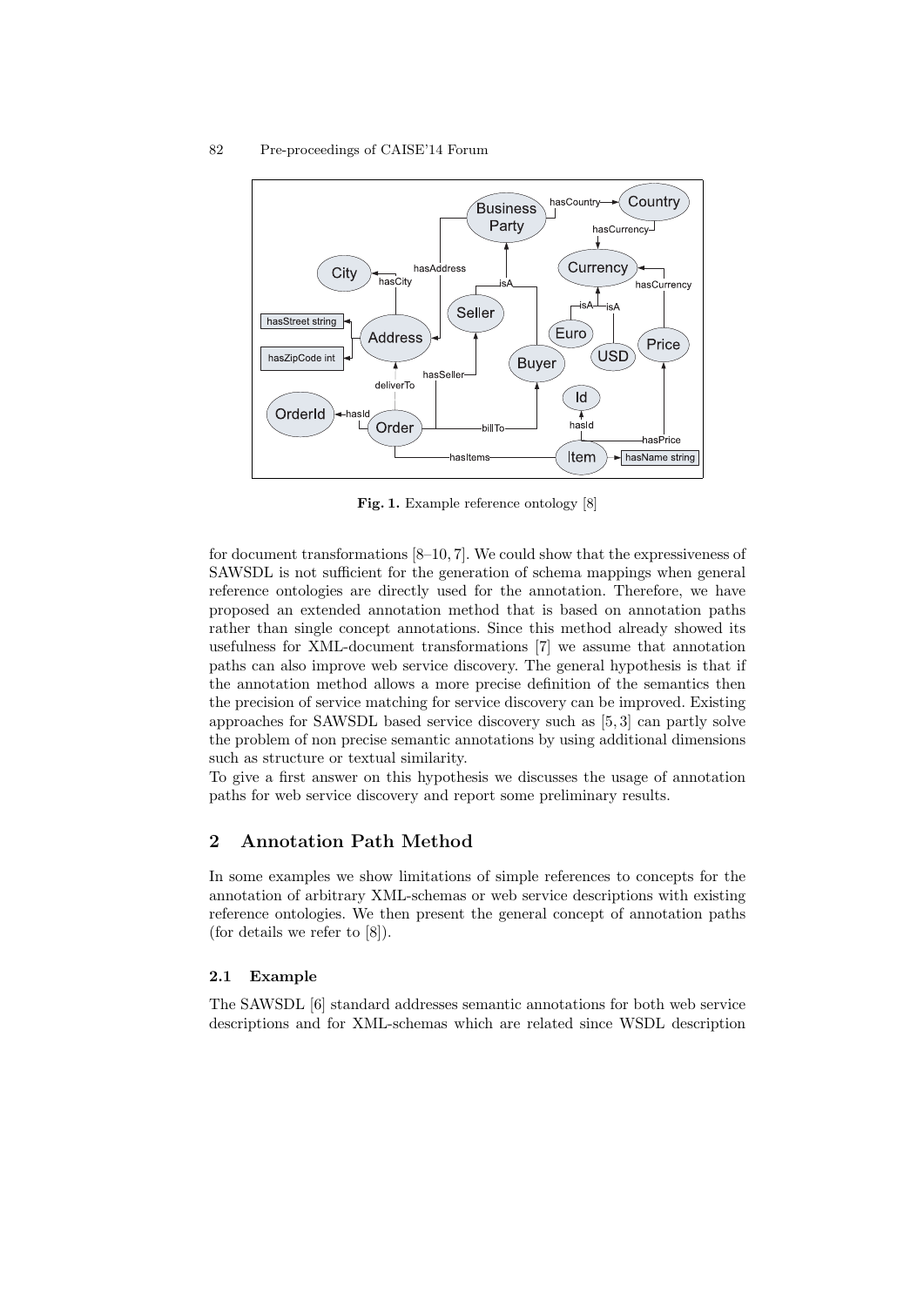**Fig. 1.** Example reference ontology [8]

for document transformations [8–10, 7]. We could show that the expressiveness of SAWSDL is not sufficient for the generation of schema mappings when general reference ontologies are directly used for the annotation. Therefore, we have proposed an extended annotation method that is based on annotation paths rather than single concept annotations. Since this method already showed its usefulness for XML-document transformations [7] we assume that annotation paths can also improve web service discovery. The general hypothesis is that if the annotation method allows a more precise definition of the semantics then the precision of service matching for service discovery can be improved. Existing approaches for SAWSDL based service discovery such as [5, 3] can partly solve the problem of non precise semantic annotations by using additional dimensions such as structure or textual similarity.
To give a first answer on this hypothesis we discusses the usage of annotation paths for web service discovery and report some preliminary results.

## 2 Annotation Path Method

In some examples we show limitations of simple references to concepts for the annotation of arbitrary XML-schemas or web service descriptions with existing reference ontologies. We then present the general concept of annotation paths (for details we refer to [8]).

### 2.1 Example

The SAWSDL [6] standard addresses semantic annotations for both web service descriptions and for XML-schemas which are related since WSDL description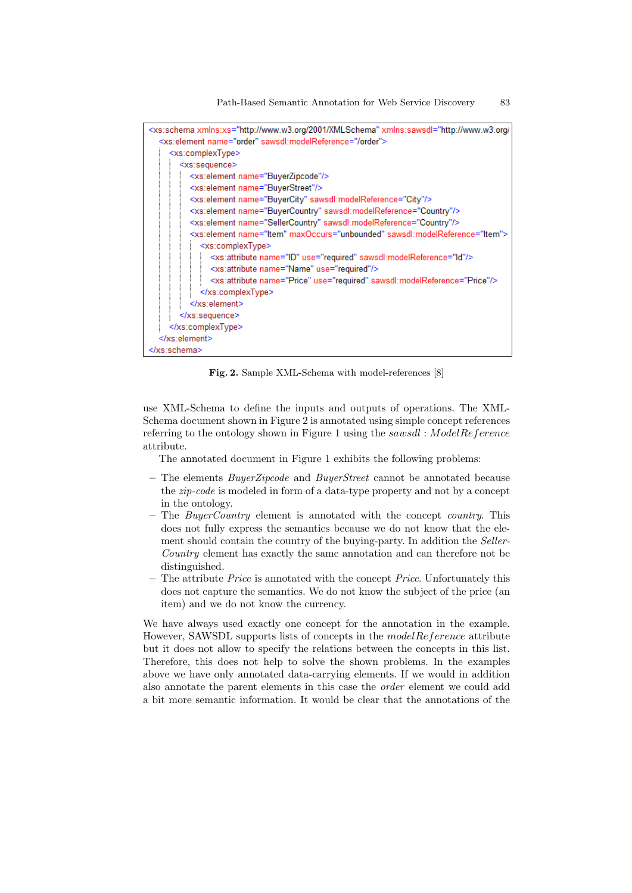```xml
<xs:schema xmlns:xs="http://www.w3.org/2001/XMLSchema" xmlns:sawsdl="http://www.w3.org/
  <xs:element name="order" sawsdl:modelReference="/order">
    <xs:complexType>
      <xs:sequence>
        <xs:element name="BuyerZipcode"/>
        <xs:element name="BuyerStreet"/>
        <xs:element name="BuyerCity" sawsdl:modelReference="City"/>
        <xs:element name="BuyerCountry" sawsdl:modelReference="Country"/>
        <xs:element name="SellerCountry" sawsdl:modelReference="Country"/>
        <xs:element name="Item" maxOccurs="unbounded" sawsdl:modelReference="Item">
          <xs:complexType>
            <xs:attribute name="ID" use="required" sawsdl:modelReference="Id"/>
            <xs:attribute name="Name" use="required"/>
            <xs:attribute name="Price" use="required" sawsdl:modelReference="Price"/>
          </xs:complexType>
        </xs:element>
      </xs:sequence>
    </xs:complexType>
  </xs:element>
</xs:schema>
```

**Fig. 2.** Sample XML-Schema with model-references [8]

use XML-Schema to define the inputs and outputs of operations. The XML-Schema document shown in Figure 2 is annotated using simple concept references referring to the ontology shown in Figure 1 using the *sawsdl* : *ModelReference* attribute.

The annotated document in Figure 1 exhibits the following problems:

- The elements *BuyerZipcode* and *BuyerStreet* cannot be annotated because the *zip-code* is modeled in form of a data-type property and not by a concept in the ontology.
- The *BuyerCountry* element is annotated with the concept *country*. This does not fully express the semantics because we do not know that the element should contain the country of the buying-party. In addition the *SellerCountry* element has exactly the same annotation and can therefore not be distinguished.
- The attribute *Price* is annotated with the concept *Price*. Unfortunately this does not capture the semantics. We do not know the subject of the price (an item) and we do not know the currency.

We have always used exactly one concept for the annotation in the example. However, SAWSDL supports lists of concepts in the *modelReference* attribute but it does not allow to specify the relations between the concepts in this list. Therefore, this does not help to solve the shown problems. In the examples above we have only annotated data-carrying elements. If we would in addition also annotate the parent elements in this case the *order* element we could add a bit more semantic information. It would be clear that the annotations of the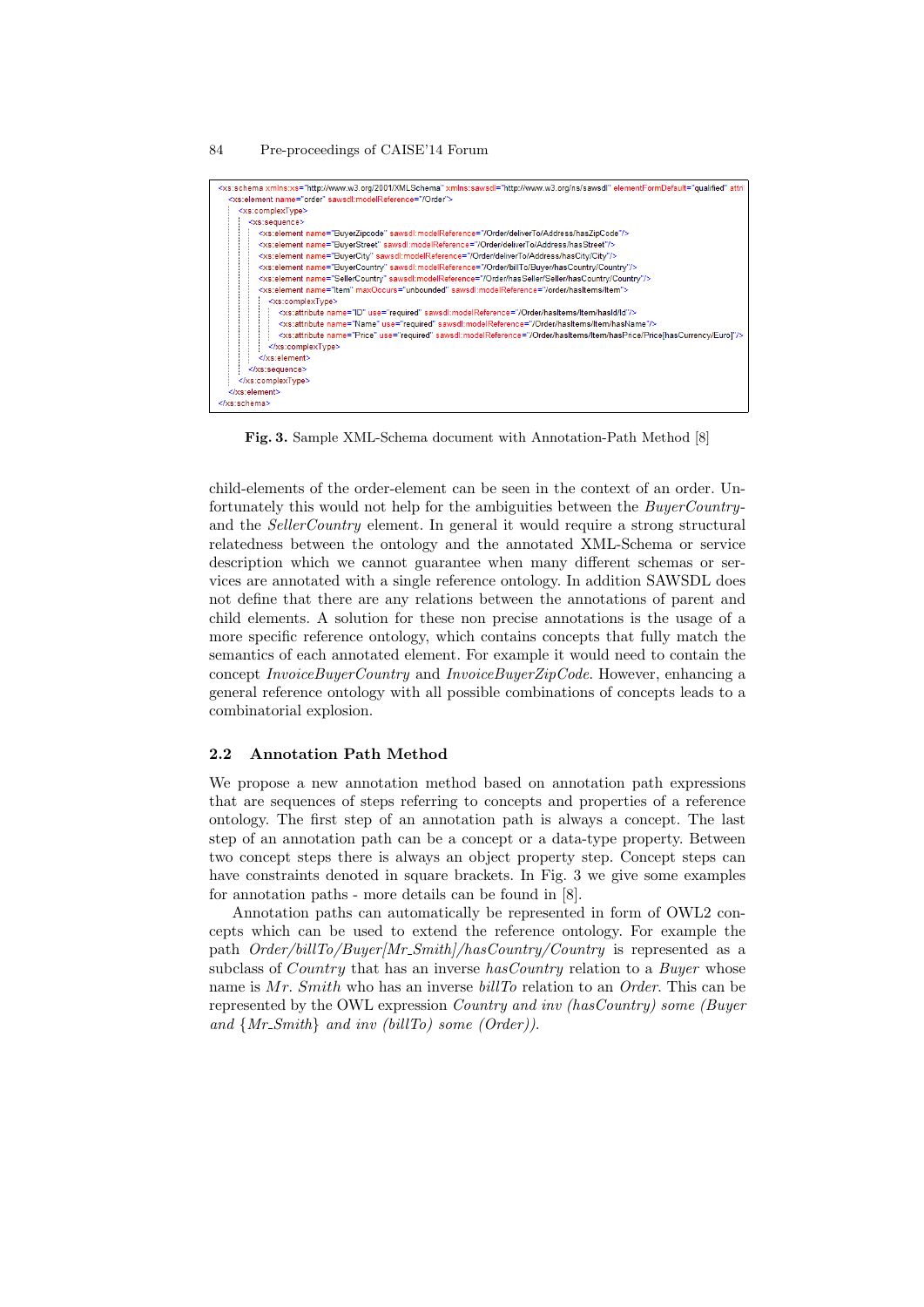```
<xs:schema xmlns:xs="http://www.w3.org/2001/XMLSchema" xmlns:sawsdl="http://www.w3.org/ns/sawsdl" elementFormDefault="qualified" attri
  <xs:element name="order" sawsdl:modelReference="/Order">
    <xs:complexType>
      <xs:sequence>
        <xs:element name="BuyerZipcode" sawsdl:modelReference="/Order/deliverTo/Address/hasZipCode"/>
        <xs:element name="BuyerStreet" sawsdl:modelReference="/Order/deliverTo/Address/hasStreet"/>
        <xs:element name="BuyerCity" sawsdl:modelReference="/Order/deliverTo/Address/hasCity/City"/>
        <xs:element name="BuyerCountry" sawsdl:modelReference="/Order/billTo/Buyer/hasCountry/Country"/>
        <xs:element name="SellerCountry" sawsdl:modelReference="/Order/hasSeller/Seller/hasCountry/Country"/>
        <xs:element name="Item" maxOccurs="unbounded" sawsdl:modelReference="/order/hasItems/Item">
          <xs:complexType>
            <xs:attribute name="ID" use="required" sawsdl:modelReference="/Order/hasItems/Item/hasId/Id"/>
            <xs:attribute name="Name" use="required" sawsdl:modelReference="/Order/hasItems/Item/hasName"/>
            <xs:attribute name="Price" use="required" sawsdl:modelReference="/Order/hasItems/Item/hasPrice/Price[hasCurrency/Euro]"/>
          </xs:complexType>
        </xs:element>
      </xs:sequence>
    </xs:complexType>
  </xs:element>
</xs:schema>
```

**Fig. 3.** Sample XML-Schema document with Annotation-Path Method [8]

child-elements of the order-element can be seen in the context of an order. Unfortunately this would not help for the ambiguities between the *BuyerCountry*- and the *SellerCountry* element. In general it would require a strong structural relatedness between the ontology and the annotated XML-Schema or service description which we cannot guarantee when many different schemas or services are annotated with a single reference ontology. In addition SAWSDL does not define that there are any relations between the annotations of parent and child elements. A solution for these non precise annotations is the usage of a more specific reference ontology, which contains concepts that fully match the semantics of each annotated element. For example it would need to contain the concept *InvoiceBuyerCountry* and *InvoiceBuyerZipCode*. However, enhancing a general reference ontology with all possible combinations of concepts leads to a combinatorial explosion.

### 2.2 Annotation Path Method

We propose a new annotation method based on annotation path expressions that are sequences of steps referring to concepts and properties of a reference ontology. The first step of an annotation path is always a concept. The last step of an annotation path can be a concept or a data-type property. Between two concept steps there is always an object property step. Concept steps can have constraints denoted in square brackets. In Fig. 3 we give some examples for annotation paths - more details can be found in [8].

Annotation paths can automatically be represented in form of OWL2 concepts which can be used to extend the reference ontology. For example the path *Order/billTo/Buyer[Mr_Smith]/hasCountry/Country* is represented as a subclass of *Country* that has an inverse *hasCountry* relation to a *Buyer* whose name is *Mr. Smith* who has an inverse *billTo* relation to an *Order*. This can be represented by the OWL expression *Country and inv (hasCountry) some (Buyer and {Mr_Smith} and inv (billTo) some (Order))*.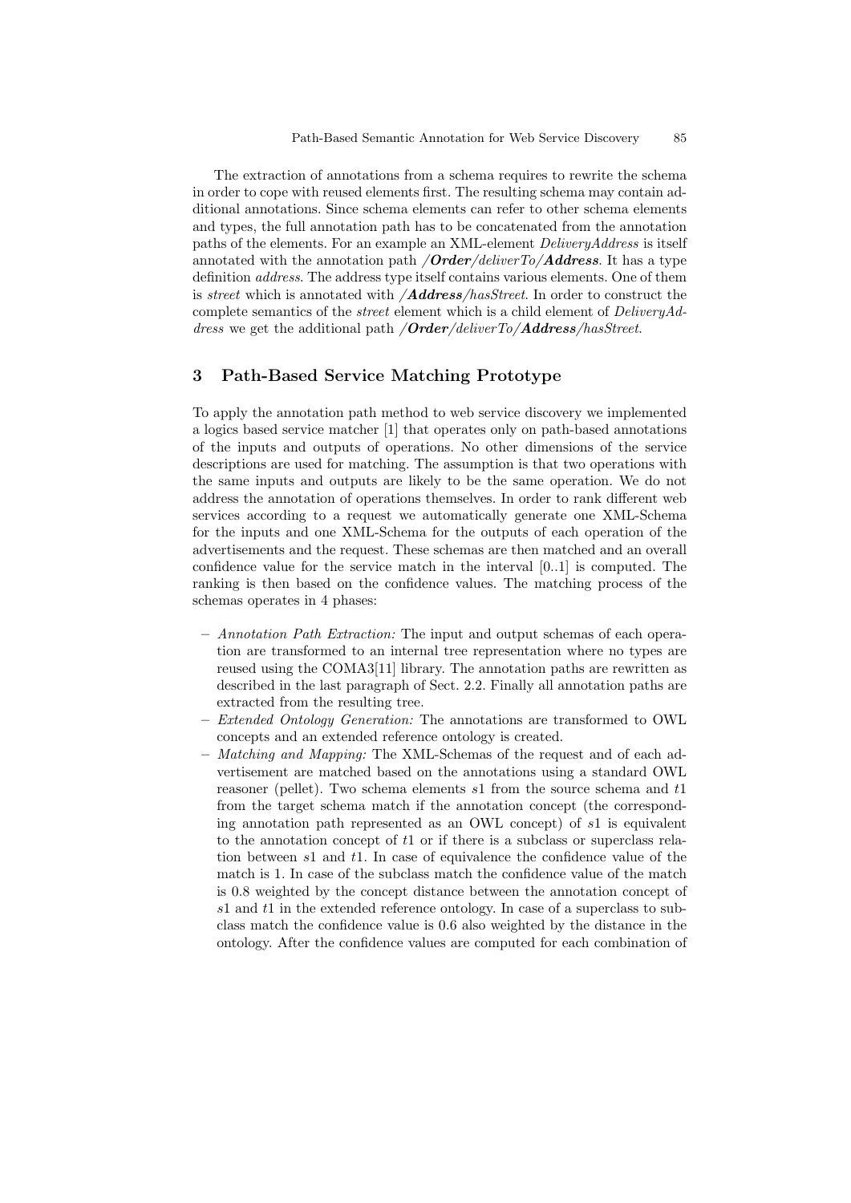The extraction of annotations from a schema requires to rewrite the schema in order to cope with reused elements first. The resulting schema may contain additional annotations. Since schema elements can refer to other schema elements and types, the full annotation path has to be concatenated from the annotation paths of the elements. For an example an XML-element *DeliveryAddress* is itself annotated with the annotation path */**Order**/deliverTo/**Address***. It has a type definition *address*. The address type itself contains various elements. One of them is *street* which is annotated with */**Address**/hasStreet*. In order to construct the complete semantics of the *street* element which is a child element of *DeliveryAddress* we get the additional path */**Order**/deliverTo/**Address**/hasStreet*.

## 3 Path-Based Service Matching Prototype

To apply the annotation path method to web service discovery we implemented a logics based service matcher [1] that operates only on path-based annotations of the inputs and outputs of operations. No other dimensions of the service descriptions are used for matching. The assumption is that two operations with the same inputs and outputs are likely to be the same operation. We do not address the annotation of operations themselves. In order to rank different web services according to a request we automatically generate one XML-Schema for the inputs and one XML-Schema for the outputs of each operation of the advertisements and the request. These schemas are then matched and an overall confidence value for the service match in the interval [0..1] is computed. The ranking is then based on the confidence values. The matching process of the schemas operates in 4 phases:

- *Annotation Path Extraction:* The input and output schemas of each operation are transformed to an internal tree representation where no types are reused using the COMA3[11] library. The annotation paths are rewritten as described in the last paragraph of Sect. 2.2. Finally all annotation paths are extracted from the resulting tree.
- *Extended Ontology Generation:* The annotations are transformed to OWL concepts and an extended reference ontology is created.
- *Matching and Mapping:* The XML-Schemas of the request and of each advertisement are matched based on the annotations using a standard OWL reasoner (pellet). Two schema elements $s1$ from the source schema and $t1$ from the target schema match if the annotation concept (the corresponding annotation path represented as an OWL concept) of $s1$ is equivalent to the annotation concept of $t1$ or if there is a subclass or superclass relation between $s1$ and $t1$. In case of equivalence the confidence value of the match is 1. In case of the subclass match the confidence value of the match is 0.8 weighted by the concept distance between the annotation concept of $s1$ and $t1$ in the extended reference ontology. In case of a superclass to subclass match the confidence value is 0.6 also weighted by the distance in the ontology. After the confidence values are computed for each combination of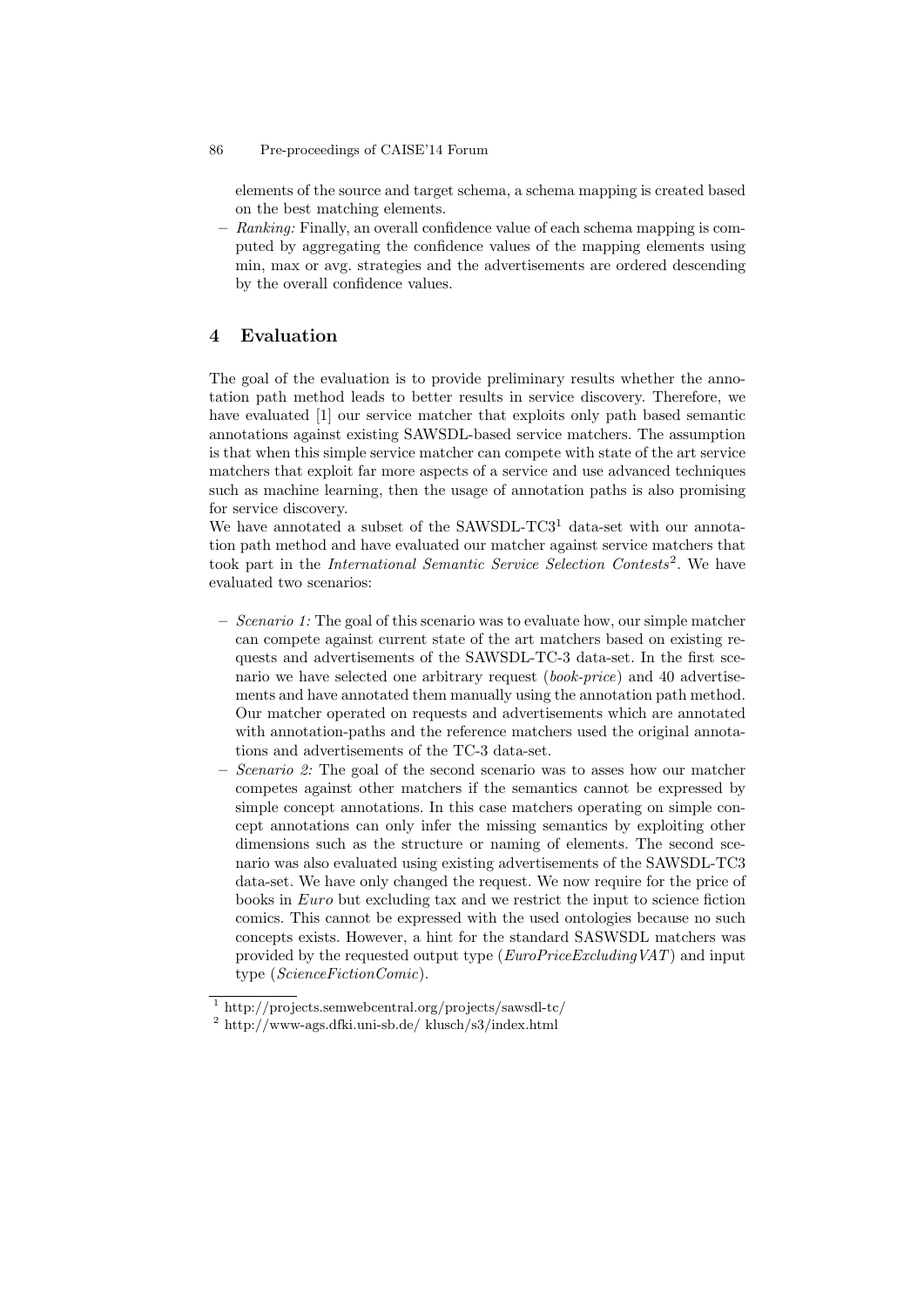elements of the source and target schema, a schema mapping is created based on the best matching elements.

- *Ranking:* Finally, an overall confidence value of each schema mapping is computed by aggregating the confidence values of the mapping elements using min, max or avg. strategies and the advertisements are ordered descending by the overall confidence values.

## 4 Evaluation

The goal of the evaluation is to provide preliminary results whether the annotation path method leads to better results in service discovery. Therefore, we have evaluated [1] our service matcher that exploits only path based semantic annotations against existing SAWSDL-based service matchers. The assumption is that when this simple service matcher can compete with state of the art service matchers that exploit far more aspects of a service and use advanced techniques such as machine learning, then the usage of annotation paths is also promising for service discovery.
We have annotated a subset of the SAWSDL-TC3[1] data-set with our annotation path method and have evaluated our matcher against service matchers that took part in the *International Semantic Service Selection Contests*[2]. We have evaluated two scenarios:

- *Scenario 1:* The goal of this scenario was to evaluate how, our simple matcher can compete against current state of the art matchers based on existing requests and advertisements of the SAWSDL-TC-3 data-set. In the first scenario we have selected one arbitrary request (*book-price*) and 40 advertisements and have annotated them manually using the annotation path method. Our matcher operated on requests and advertisements which are annotated with annotation-paths and the reference matchers used the original annotations and advertisements of the TC-3 data-set.
- *Scenario 2:* The goal of the second scenario was to asses how our matcher competes against other matchers if the semantics cannot be expressed by simple concept annotations. In this case matchers operating on simple concept annotations can only infer the missing semantics by exploiting other dimensions such as the structure or naming of elements. The second scenario was also evaluated using existing advertisements of the SAWSDL-TC3 data-set. We have only changed the request. We now require for the price of books in *Euro* but excluding tax and we restrict the input to science fiction comics. This cannot be expressed with the used ontologies because no such concepts exists. However, a hint for the standard SASWSDL matchers was provided by the requested output type (*EuroPriceExcludingVAT*) and input type (*ScienceFictionComic*).

[1] http://projects.semwebcentral.org/projects/sawsdl-tc/
[2] http://www-ags.dfki.uni-sb.de/ klusch/s3/index.html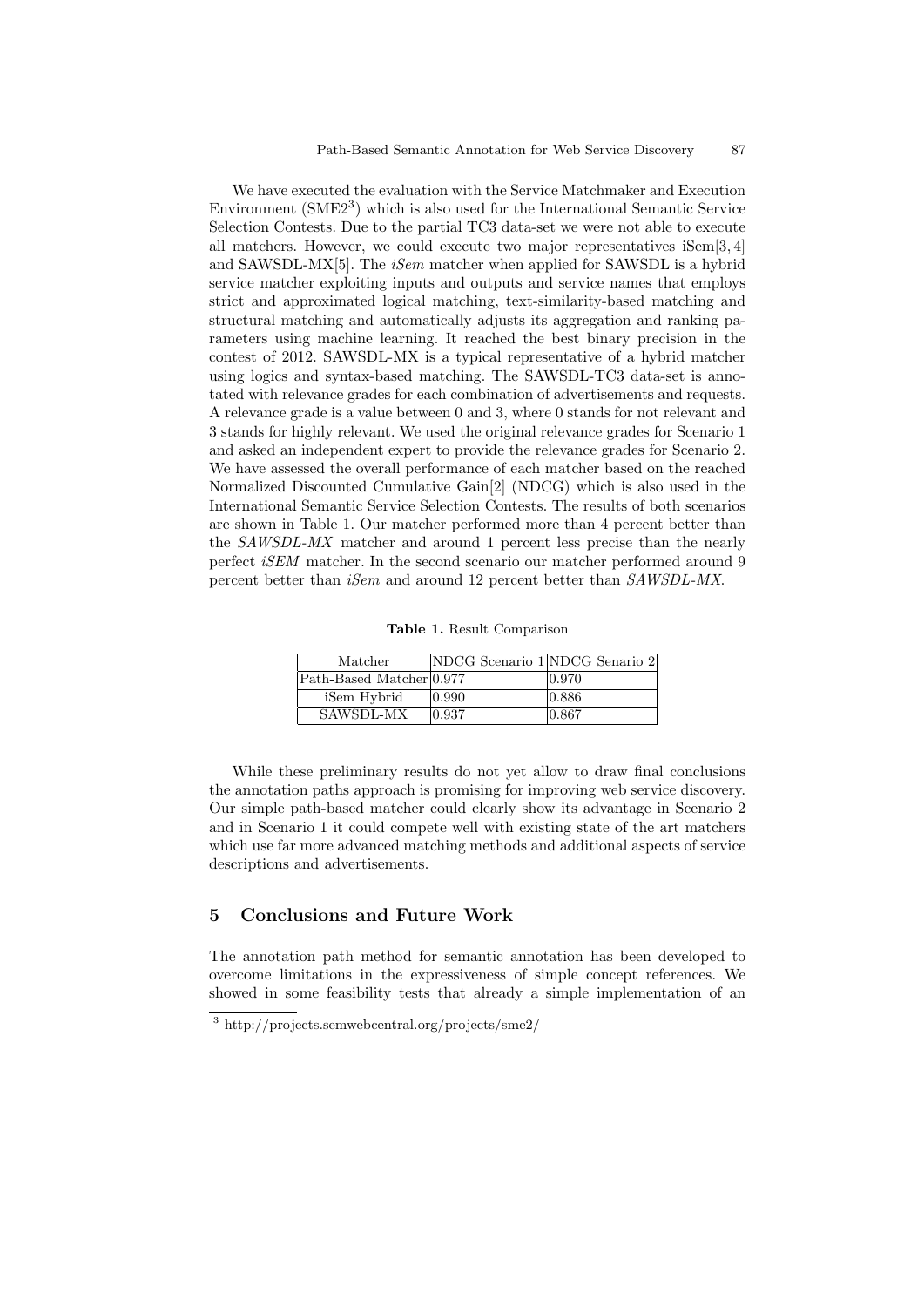We have executed the evaluation with the Service Matchmaker and Execution Environment (SME2[3]) which is also used for the International Semantic Service Selection Contests. Due to the partial TC3 data-set we were not able to execute all matchers. However, we could execute two major representatives iSem[3, 4] and SAWSDL-MX[5]. The *iSem* matcher when applied for SAWSDL is a hybrid service matcher exploiting inputs and outputs and service names that employs strict and approximated logical matching, text-similarity-based matching and structural matching and automatically adjusts its aggregation and ranking parameters using machine learning. It reached the best binary precision in the contest of 2012. SAWSDL-MX is a typical representative of a hybrid matcher using logics and syntax-based matching. The SAWSDL-TC3 data-set is annotated with relevance grades for each combination of advertisements and requests. A relevance grade is a value between 0 and 3, where 0 stands for not relevant and 3 stands for highly relevant. We used the original relevance grades for Scenario 1 and asked an independent expert to provide the relevance grades for Scenario 2. We have assessed the overall performance of each matcher based on the reached Normalized Discounted Cumulative Gain[2] (NDCG) which is also used in the International Semantic Service Selection Contests. The results of both scenarios are shown in Table 1. Our matcher performed more than 4 percent better than the *SAWSDL-MX* matcher and around 1 percent less precise than the nearly perfect *iSEM* matcher. In the second scenario our matcher performed around 9 percent better than *iSem* and around 12 percent better than *SAWSDL-MX*.

**Table 1.** Result Comparison

| Matcher | NDCG Scenario 1 | NDCG Senario 2 |
|---|---|---|
| Path-Based Matcher | 0.977 | 0.970 |
| iSem Hybrid | 0.990 | 0.886 |
| SAWSDL-MX | 0.937 | 0.867 |

While these preliminary results do not yet allow to draw final conclusions the annotation paths approach is promising for improving web service discovery. Our simple path-based matcher could clearly show its advantage in Scenario 2 and in Scenario 1 it could compete well with existing state of the art matchers which use far more advanced matching methods and additional aspects of service descriptions and advertisements.

## 5 Conclusions and Future Work

The annotation path method for semantic annotation has been developed to overcome limitations in the expressiveness of simple concept references. We showed in some feasibility tests that already a simple implementation of an

[3] http://projects.semwebcentral.org/projects/sme2/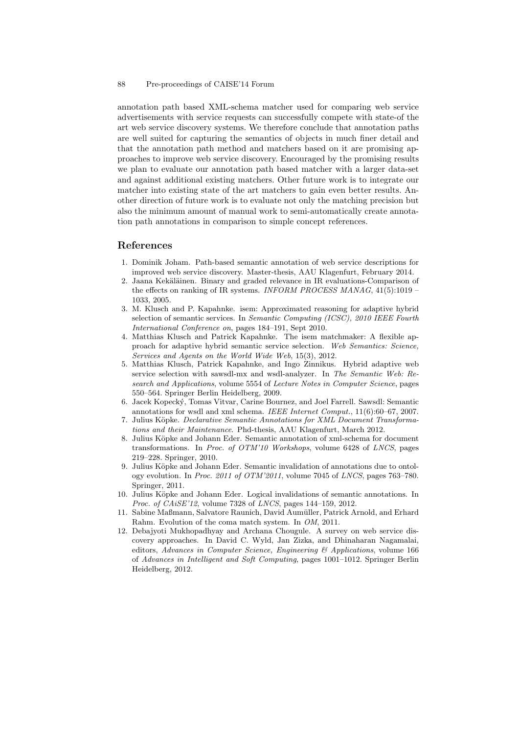annotation path based XML-schema matcher used for comparing web service advertisements with service requests can successfully compete with state-of the art web service discovery systems. We therefore conclude that annotation paths are well suited for capturing the semantics of objects in much finer detail and that the annotation path method and matchers based on it are promising approaches to improve web service discovery. Encouraged by the promising results we plan to evaluate our annotation path based matcher with a larger data-set and against additional existing matchers. Other future work is to integrate our matcher into existing state of the art matchers to gain even better results. Another direction of future work is to evaluate not only the matching precision but also the minimum amount of manual work to semi-automatically create annotation path annotations in comparison to simple concept references.

## References

1. Dominik Joham. Path-based semantic annotation of web service descriptions for improved web service discovery. Master-thesis, AAU Klagenfurt, February 2014.
2. Jaana Kekäläinen. Binary and graded relevance in IR evaluations-Comparison of the effects on ranking of IR systems. *INFORM PROCESS MANAG*, 41(5):1019 – 1033, 2005.
3. M. Klusch and P. Kapahnke. isem: Approximated reasoning for adaptive hybrid selection of semantic services. In *Semantic Computing (ICSC), 2010 IEEE Fourth International Conference on*, pages 184–191, Sept 2010.
4. Matthias Klusch and Patrick Kapahnke. The isem matchmaker: A flexible approach for adaptive hybrid semantic service selection. *Web Semantics: Science, Services and Agents on the World Wide Web*, 15(3), 2012.
5. Matthias Klusch, Patrick Kapahnke, and Ingo Zinnikus. Hybrid adaptive web service selection with sawsdl-mx and wsdl-analyzer. In *The Semantic Web: Research and Applications*, volume 5554 of *Lecture Notes in Computer Science*, pages 550–564. Springer Berlin Heidelberg, 2009.
6. Jacek Kopecký, Tomas Vitvar, Carine Bournez, and Joel Farrell. Sawsdl: Semantic annotations for wsdl and xml schema. *IEEE Internet Comput.*, 11(6):60–67, 2007.
7. Julius Köpke. *Declarative Semantic Annotations for XML Document Transformations and their Maintenance*. Phd-thesis, AAU Klagenfurt, March 2012.
8. Julius Köpke and Johann Eder. Semantic annotation of xml-schema for document transformations. In *Proc. of OTM'10 Workshops*, volume 6428 of *LNCS*, pages 219–228. Springer, 2010.
9. Julius Köpke and Johann Eder. Semantic invalidation of annotations due to ontology evolution. In *Proc. 2011 of OTM'2011*, volume 7045 of *LNCS*, pages 763–780. Springer, 2011.
10. Julius Köpke and Johann Eder. Logical invalidations of semantic annotations. In *Proc. of CAiSE'12*, volume 7328 of *LNCS*, pages 144–159, 2012.
11. Sabine Maßmann, Salvatore Raunich, David Aumüller, Patrick Arnold, and Erhard Rahm. Evolution of the coma match system. In *OM*, 2011.
12. Debajyoti Mukhopadhyay and Archana Chougule. A survey on web service discovery approaches. In David C. Wyld, Jan Zizka, and Dhinaharan Nagamalai, editors, *Advances in Computer Science, Engineering & Applications*, volume 166 of *Advances in Intelligent and Soft Computing*, pages 1001–1012. Springer Berlin Heidelberg, 2012.